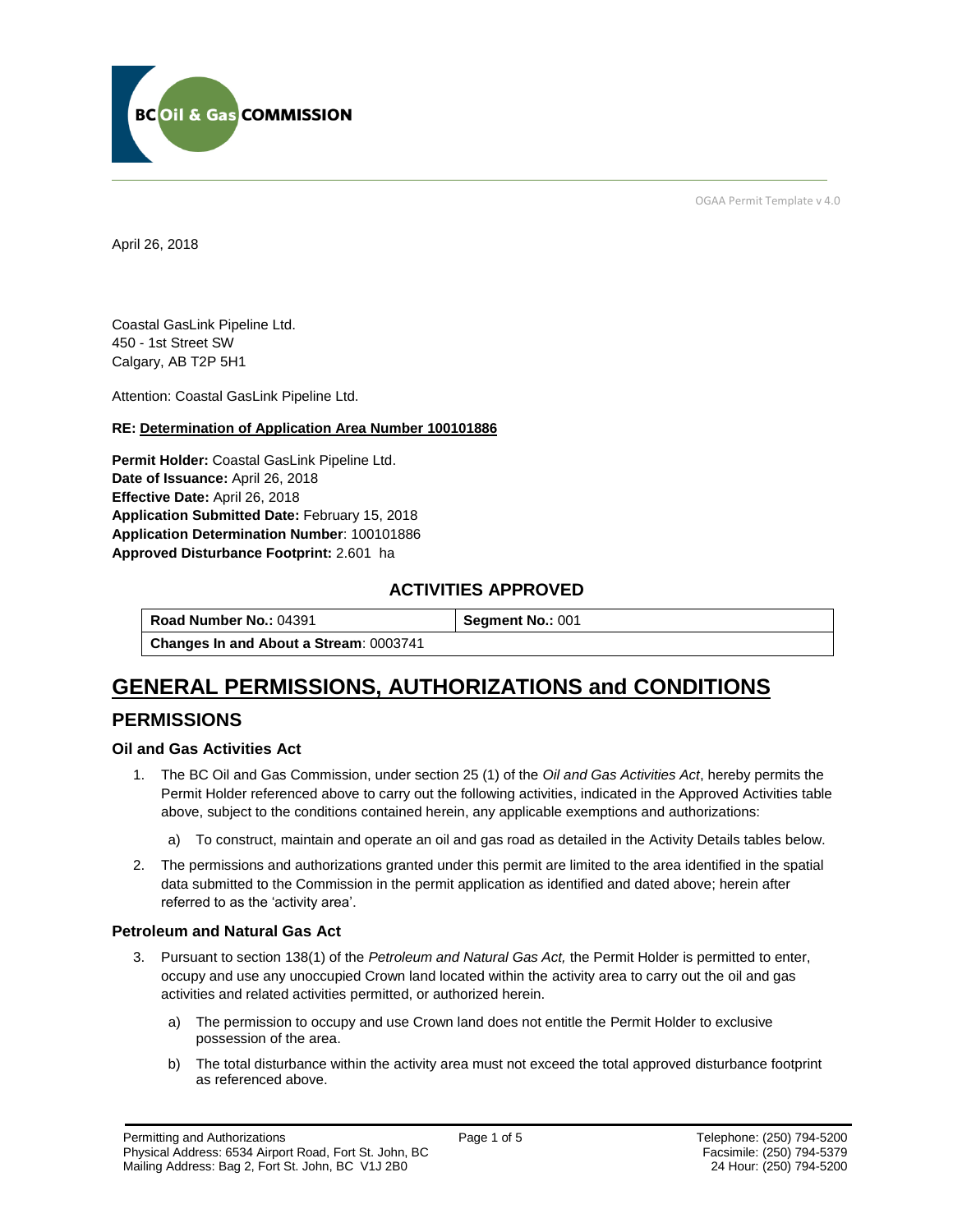OGAA Permit Template v 4.0

April 26, 2018

Coastal GasLink Pipeline Ltd.
450 - 1st Street SW
Calgary, AB T2P 5H1

Attention: Coastal GasLink Pipeline Ltd.

**RE: Determination of Application Area Number 100101886**

**Permit Holder:** Coastal GasLink Pipeline Ltd.
**Date of Issuance:** April 26, 2018
**Effective Date:** April 26, 2018
**Application Submitted Date:** February 15, 2018
**Application Determination Number**: 100101886
**Approved Disturbance Footprint:** 2.601 ha

### ACTIVITIES APPROVED

| **Road Number No.:** 04391 | **Segment No.:** 001 |
|---|---|
| **Changes In and About a Stream**: 0003741 | |

# GENERAL PERMISSIONS, AUTHORIZATIONS and CONDITIONS

## PERMISSIONS

### Oil and Gas Activities Act

1. The BC Oil and Gas Commission, under section 25 (1) of the *Oil and Gas Activities Act*, hereby permits the Permit Holder referenced above to carry out the following activities, indicated in the Approved Activities table above, subject to the conditions contained herein, any applicable exemptions and authorizations:

   a) To construct, maintain and operate an oil and gas road as detailed in the Activity Details tables below.

2. The permissions and authorizations granted under this permit are limited to the area identified in the spatial data submitted to the Commission in the permit application as identified and dated above; herein after referred to as the 'activity area'.

### Petroleum and Natural Gas Act

3. Pursuant to section 138(1) of the *Petroleum and Natural Gas Act,* the Permit Holder is permitted to enter, occupy and use any unoccupied Crown land located within the activity area to carry out the oil and gas activities and related activities permitted, or authorized herein.

   a) The permission to occupy and use Crown land does not entitle the Permit Holder to exclusive possession of the area.

   b) The total disturbance within the activity area must not exceed the total approved disturbance footprint as referenced above.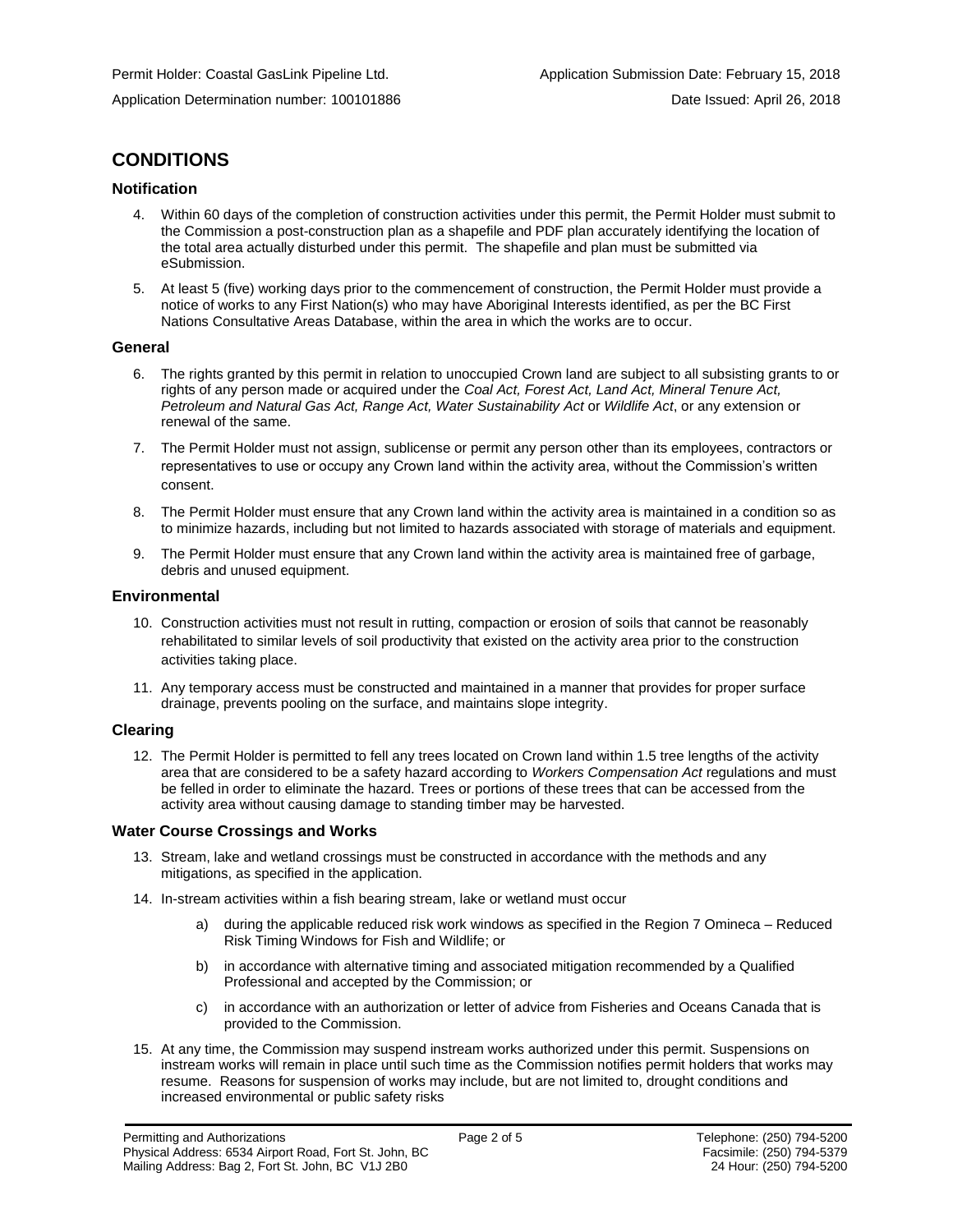## CONDITIONS

### Notification

4. Within 60 days of the completion of construction activities under this permit, the Permit Holder must submit to the Commission a post-construction plan as a shapefile and PDF plan accurately identifying the location of the total area actually disturbed under this permit. The shapefile and plan must be submitted via eSubmission.
5. At least 5 (five) working days prior to the commencement of construction, the Permit Holder must provide a notice of works to any First Nation(s) who may have Aboriginal Interests identified, as per the BC First Nations Consultative Areas Database, within the area in which the works are to occur.

### General

6. The rights granted by this permit in relation to unoccupied Crown land are subject to all subsisting grants to or rights of any person made or acquired under the *Coal Act, Forest Act, Land Act, Mineral Tenure Act, Petroleum and Natural Gas Act, Range Act, Water Sustainability Act* or *Wildlife Act*, or any extension or renewal of the same.
7. The Permit Holder must not assign, sublicense or permit any person other than its employees, contractors or representatives to use or occupy any Crown land within the activity area, without the Commission's written consent.
8. The Permit Holder must ensure that any Crown land within the activity area is maintained in a condition so as to minimize hazards, including but not limited to hazards associated with storage of materials and equipment.
9. The Permit Holder must ensure that any Crown land within the activity area is maintained free of garbage, debris and unused equipment.

### Environmental

10. Construction activities must not result in rutting, compaction or erosion of soils that cannot be reasonably rehabilitated to similar levels of soil productivity that existed on the activity area prior to the construction activities taking place.
11. Any temporary access must be constructed and maintained in a manner that provides for proper surface drainage, prevents pooling on the surface, and maintains slope integrity.

### Clearing

12. The Permit Holder is permitted to fell any trees located on Crown land within 1.5 tree lengths of the activity area that are considered to be a safety hazard according to *Workers Compensation Act* regulations and must be felled in order to eliminate the hazard. Trees or portions of these trees that can be accessed from the activity area without causing damage to standing timber may be harvested.

### Water Course Crossings and Works

13. Stream, lake and wetland crossings must be constructed in accordance with the methods and any mitigations, as specified in the application.
14. In-stream activities within a fish bearing stream, lake or wetland must occur
    a) during the applicable reduced risk work windows as specified in the Region 7 Omineca – Reduced Risk Timing Windows for Fish and Wildlife; or
    b) in accordance with alternative timing and associated mitigation recommended by a Qualified Professional and accepted by the Commission; or
    c) in accordance with an authorization or letter of advice from Fisheries and Oceans Canada that is provided to the Commission.
15. At any time, the Commission may suspend instream works authorized under this permit. Suspensions on instream works will remain in place until such time as the Commission notifies permit holders that works may resume. Reasons for suspension of works may include, but are not limited to, drought conditions and increased environmental or public safety risks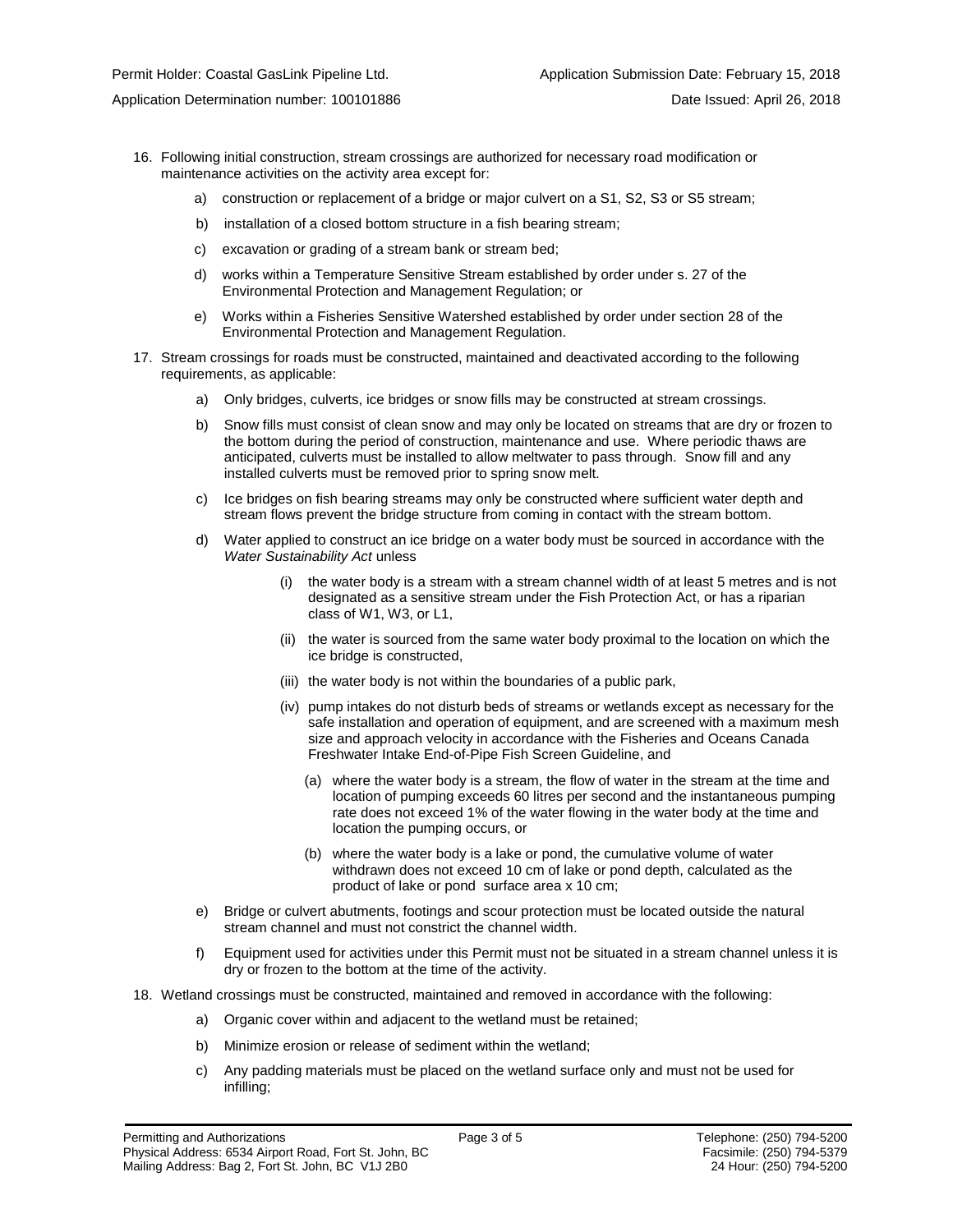16. Following initial construction, stream crossings are authorized for necessary road modification or maintenance activities on the activity area except for:

    a) construction or replacement of a bridge or major culvert on a S1, S2, S3 or S5 stream;

    b) installation of a closed bottom structure in a fish bearing stream;

    c) excavation or grading of a stream bank or stream bed;

    d) works within a Temperature Sensitive Stream established by order under s. 27 of the Environmental Protection and Management Regulation; or

    e) Works within a Fisheries Sensitive Watershed established by order under section 28 of the Environmental Protection and Management Regulation.

17. Stream crossings for roads must be constructed, maintained and deactivated according to the following requirements, as applicable:

    a) Only bridges, culverts, ice bridges or snow fills may be constructed at stream crossings.

    b) Snow fills must consist of clean snow and may only be located on streams that are dry or frozen to the bottom during the period of construction, maintenance and use. Where periodic thaws are anticipated, culverts must be installed to allow meltwater to pass through. Snow fill and any installed culverts must be removed prior to spring snow melt.

    c) Ice bridges on fish bearing streams may only be constructed where sufficient water depth and stream flows prevent the bridge structure from coming in contact with the stream bottom.

    d) Water applied to construct an ice bridge on a water body must be sourced in accordance with the *Water Sustainability Act* unless

        (i) the water body is a stream with a stream channel width of at least 5 metres and is not designated as a sensitive stream under the Fish Protection Act, or has a riparian class of W1, W3, or L1,

        (ii) the water is sourced from the same water body proximal to the location on which the ice bridge is constructed,

        (iii) the water body is not within the boundaries of a public park,

        (iv) pump intakes do not disturb beds of streams or wetlands except as necessary for the safe installation and operation of equipment, and are screened with a maximum mesh size and approach velocity in accordance with the Fisheries and Oceans Canada Freshwater Intake End-of-Pipe Fish Screen Guideline, and

            (a) where the water body is a stream, the flow of water in the stream at the time and location of pumping exceeds 60 litres per second and the instantaneous pumping rate does not exceed 1% of the water flowing in the water body at the time and location the pumping occurs, or

            (b) where the water body is a lake or pond, the cumulative volume of water withdrawn does not exceed 10 cm of lake or pond depth, calculated as the product of lake or pond surface area x 10 cm;

    e) Bridge or culvert abutments, footings and scour protection must be located outside the natural stream channel and must not constrict the channel width.

    f) Equipment used for activities under this Permit must not be situated in a stream channel unless it is dry or frozen to the bottom at the time of the activity.

18. Wetland crossings must be constructed, maintained and removed in accordance with the following:

    a) Organic cover within and adjacent to the wetland must be retained;

    b) Minimize erosion or release of sediment within the wetland;

    c) Any padding materials must be placed on the wetland surface only and must not be used for infilling;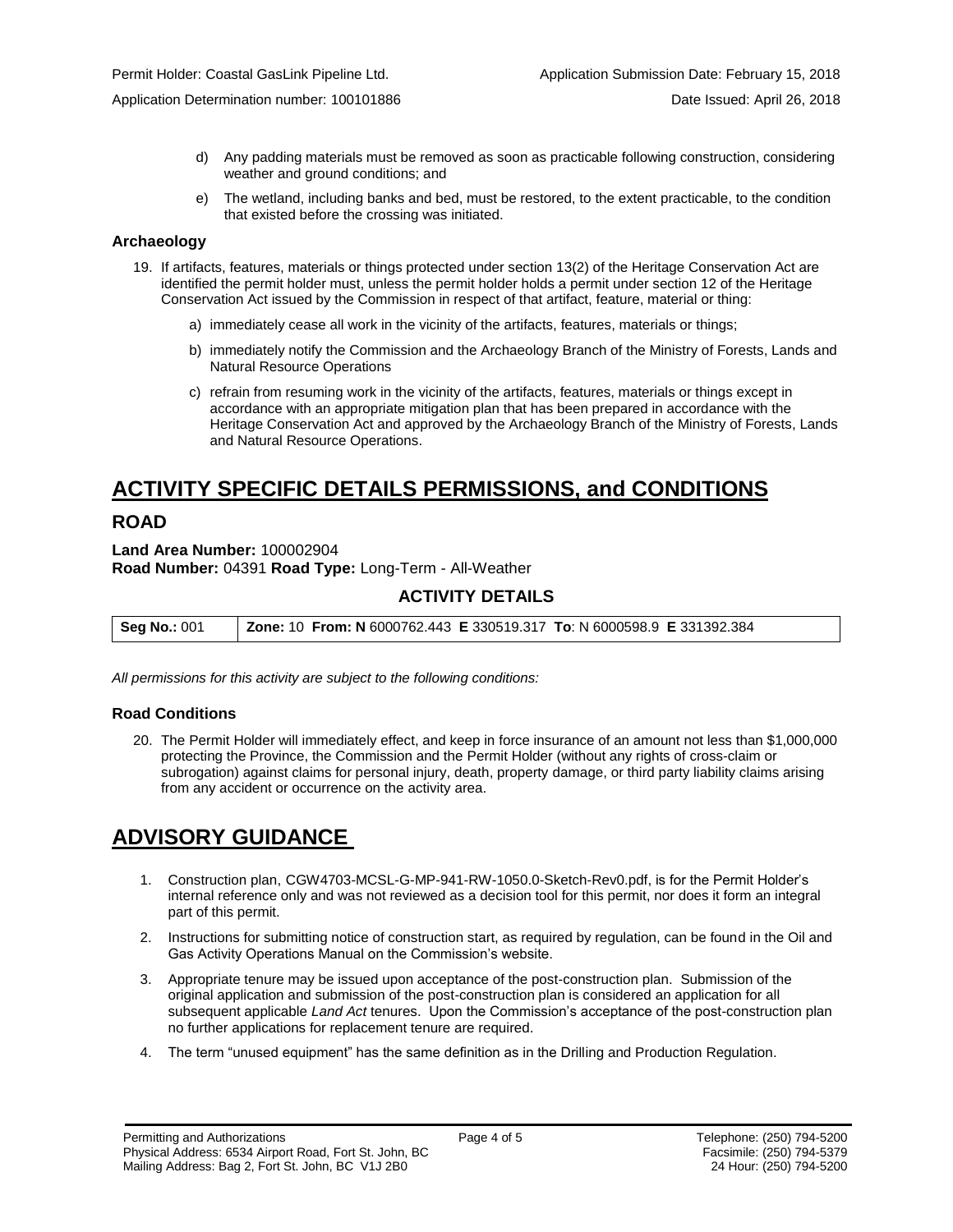d) Any padding materials must be removed as soon as practicable following construction, considering weather and ground conditions; and

e) The wetland, including banks and bed, must be restored, to the extent practicable, to the condition that existed before the crossing was initiated.

### Archaeology

19. If artifacts, features, materials or things protected under section 13(2) of the Heritage Conservation Act are identified the permit holder must, unless the permit holder holds a permit under section 12 of the Heritage Conservation Act issued by the Commission in respect of that artifact, feature, material or thing:

    a) immediately cease all work in the vicinity of the artifacts, features, materials or things;

    b) immediately notify the Commission and the Archaeology Branch of the Ministry of Forests, Lands and Natural Resource Operations

    c) refrain from resuming work in the vicinity of the artifacts, features, materials or things except in accordance with an appropriate mitigation plan that has been prepared in accordance with the Heritage Conservation Act and approved by the Archaeology Branch of the Ministry of Forests, Lands and Natural Resource Operations.

# ACTIVITY SPECIFIC DETAILS PERMISSIONS, and CONDITIONS

## ROAD

**Land Area Number:** 100002904
**Road Number:** 04391 **Road Type:** Long-Term - All-Weather

### ACTIVITY DETAILS

| **Seg No.:** 001 | **Zone:** 10 **From: N** 6000762.443 **E** 330519.317 **To**: N 6000598.9 **E** 331392.384 |
|---|---|

*All permissions for this activity are subject to the following conditions:*

### Road Conditions

20. The Permit Holder will immediately effect, and keep in force insurance of an amount not less than $1,000,000 protecting the Province, the Commission and the Permit Holder (without any rights of cross-claim or subrogation) against claims for personal injury, death, property damage, or third party liability claims arising from any accident or occurrence on the activity area.

# ADVISORY GUIDANCE

1. Construction plan, CGW4703-MCSL-G-MP-941-RW-1050.0-Sketch-Rev0.pdf, is for the Permit Holder's internal reference only and was not reviewed as a decision tool for this permit, nor does it form an integral part of this permit.
2. Instructions for submitting notice of construction start, as required by regulation, can be found in the Oil and Gas Activity Operations Manual on the Commission's website.
3. Appropriate tenure may be issued upon acceptance of the post-construction plan. Submission of the original application and submission of the post-construction plan is considered an application for all subsequent applicable *Land Act* tenures. Upon the Commission's acceptance of the post-construction plan no further applications for replacement tenure are required.
4. The term "unused equipment" has the same definition as in the Drilling and Production Regulation.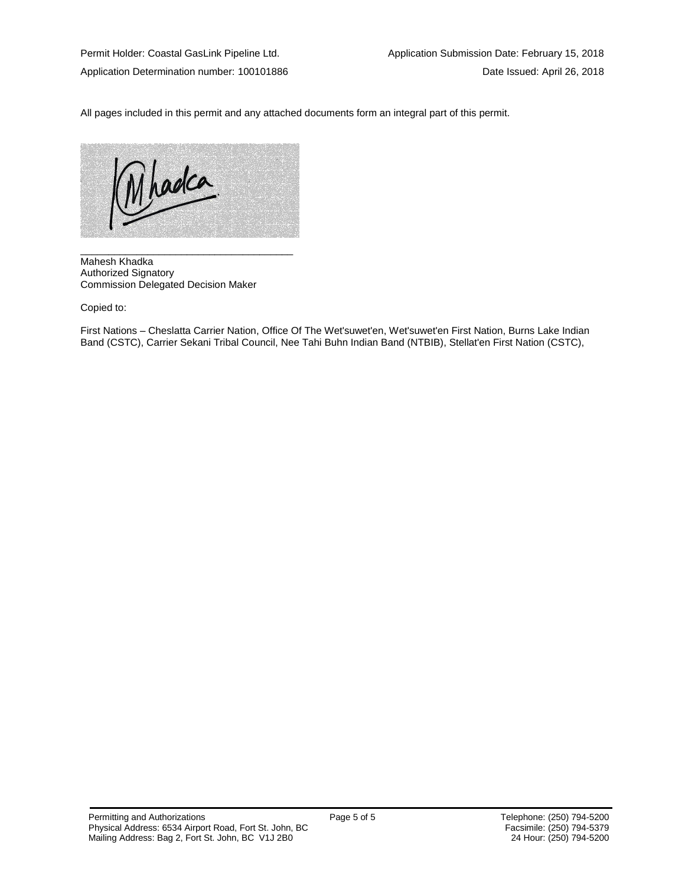Permit Holder: Coastal GasLink Pipeline Ltd.

Application Submission Date: February 15, 2018

Application Determination number: 100101886

Date Issued: April 26, 2018

All pages included in this permit and any attached documents form an integral part of this permit.

\_\_\_\_\_\_\_\_\_\_\_\_\_\_\_\_\_\_\_\_\_\_\_\_\_\_\_\_\_\_\_\_\_\_\_\_\_\_\_

Mahesh Khadka
Authorized Signatory
Commission Delegated Decision Maker

Copied to:

First Nations – Cheslatta Carrier Nation, Office Of The Wet'suwet'en, Wet'suwet'en First Nation, Burns Lake Indian Band (CSTC), Carrier Sekani Tribal Council, Nee Tahi Buhn Indian Band (NTBIB), Stellat'en First Nation (CSTC),